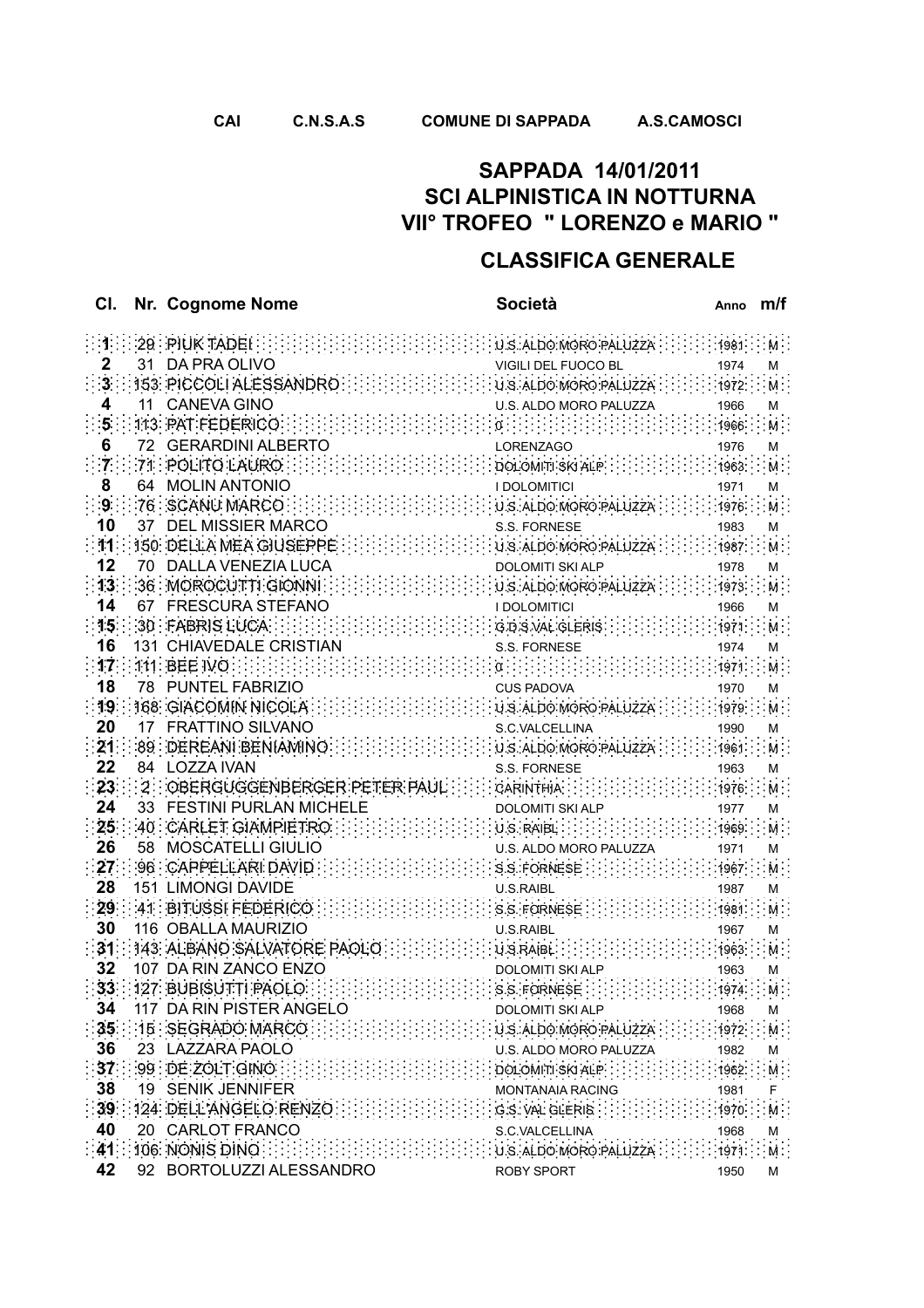CAI C.N.S.A.S COMUNE DI SAPPADA A.S.CAMOSCI

# SAPPADA 14/01/2011
# SCI ALPINISTICA IN NOTTURNA
# VII° TROFEO " LORENZO e MARIO "

## CLASSIFICA GENERALE

| Cl. | Nr. | Cognome Nome | Società | Anno | m/f |
|---|---|---|---|---|---|
| 1 | 29 | PIUK TADEI | U.S. ALDO MORO PALUZZA | 1981 | M |
| 2 | 31 | DA PRA OLIVO | VIGILI DEL FUOCO BL | 1974 | M |
| 3 | 153 | PICCOLI ALESSANDRO | U.S. ALDO MORO PALUZZA | 1972 | M |
| 4 | 11 | CANEVA GINO | U.S. ALDO MORO PALUZZA | 1966 | M |
| 5 | 113 | PAT FEDERICO | 0 | 1966 | M |
| 6 | 72 | GERARDINI ALBERTO | LORENZAGO | 1976 | M |
| 7 | 71 | POLITO LAURO | DOLOMITI SKI ALP | 1963 | M |
| 8 | 64 | MOLIN ANTONIO | I DOLOMITICI | 1971 | M |
| 9 | 76 | SCANU MARCO | U.S. ALDO MORO PALUZZA | 1976 | M |
| 10 | 37 | DEL MISSIER MARCO | S.S. FORNESE | 1983 | M |
| 11 | 150 | DELLA MEA GIUSEPPE | U.S. ALDO MORO PALUZZA | 1987 | M |
| 12 | 70 | DALLA VENEZIA LUCA | DOLOMITI SKI ALP | 1978 | M |
| 13 | 36 | MOROCUTTI GIONNI | U.S. ALDO MORO PALUZZA | 1973 | M |
| 14 | 67 | FRESCURA STEFANO | I DOLOMITICI | 1966 | M |
| 15 | 30 | FABRIS LUCA | G.D.S.VAL GLERIS | 1971 | M |
| 16 | 131 | CHIAVEDALE CRISTIAN | S.S. FORNESE | 1974 | M |
| 17 | 111 | BEE IVO | 0 | 1971 | M |
| 18 | 78 | PUNTEL FABRIZIO | CUS PADOVA | 1970 | M |
| 19 | 168 | GIACOMIN NICOLA | U.S. ALDO MORO PALUZZA | 1979 | M |
| 20 | 17 | FRATTINO SILVANO | S.C.VALCELLINA | 1990 | M |
| 21 | 89 | DEREANI BENIAMINO | U.S. ALDO MORO PALUZZA | 1961 | M |
| 22 | 84 | LOZZA IVAN | S.S. FORNESE | 1963 | M |
| 23 | 2 | OBERGUGGENBERGER PETER PAUL | CARINTHIA | 1976 | M |
| 24 | 33 | FESTINI PURLAN MICHELE | DOLOMITI SKI ALP | 1977 | M |
| 25 | 40 | CARLET GIAMPIETRO | U.S. RAIBL | 1969 | M |
| 26 | 58 | MOSCATELLI GIULIO | U.S. ALDO MORO PALUZZA | 1971 | M |
| 27 | 96 | CAPPELLARI DAVID | S.S. FORNESE | 1967 | M |
| 28 | 151 | LIMONGI DAVIDE | U.S.RAIBL | 1987 | M |
| 29 | 41 | BITUSSI FEDERICO | S.S. FORNESE | 1981 | M |
| 30 | 116 | OBALLA MAURIZIO | U.S.RAIBL | 1967 | M |
| 31 | 143 | ALBANO SALVATORE PAOLO | U.S.RAIBL | 1963 | M |
| 32 | 107 | DA RIN ZANCO ENZO | DOLOMITI SKI ALP | 1963 | M |
| 33 | 127 | BUBISUTTI PAOLO | S.S. FORNESE | 1974 | M |
| 34 | 117 | DA RIN PISTER ANGELO | DOLOMITI SKI ALP | 1968 | M |
| 35 | 15 | SEGRADO MARCO | U.S. ALDO MORO PALUZZA | 1972 | M |
| 36 | 23 | LAZZARA PAOLO | U.S. ALDO MORO PALUZZA | 1982 | M |
| 37 | 99 | DE ZOLT GINO | DOLOMITI SKI ALP | 1962 | M |
| 38 | 19 | SENIK JENNIFER | MONTANAIA RACING | 1981 | F |
| 39 | 124 | DELL'ANGELO RENZO | G.S. VAL GLERIS | 1970 | M |
| 40 | 20 | CARLOT FRANCO | S.C.VALCELLINA | 1968 | M |
| 41 | 106 | NONIS DINO | U.S. ALDO MORO PALUZZA | 1971 | M |
| 42 | 92 | BORTOLUZZI ALESSANDRO | ROBY SPORT | 1950 | M |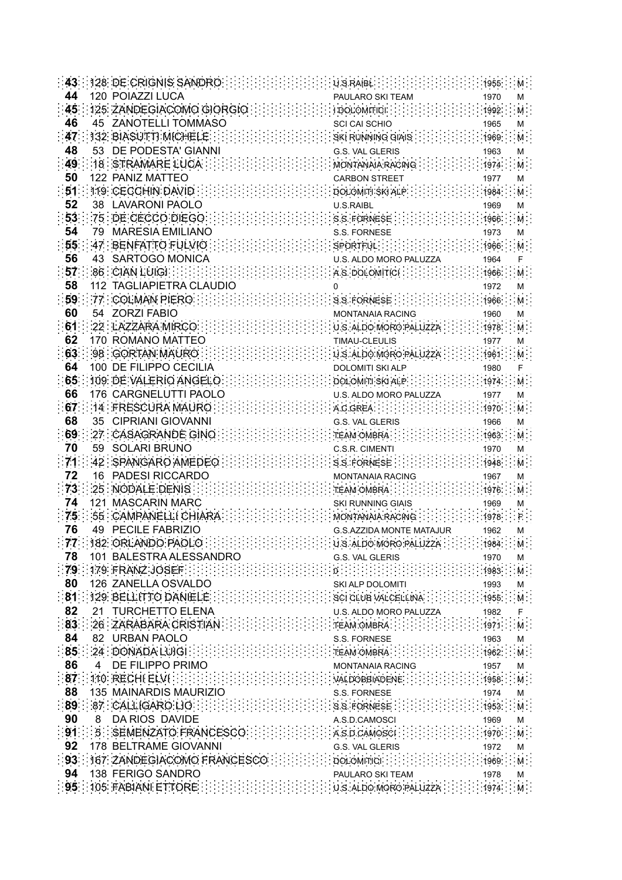| | | | | | |
|---|---|---|---|---|---|
| 43 | 128 | DE CRIGNIS SANDRO | U.S.RAIBL | 1955 | M |
| 44 | 120 | POIAZZI LUCA | PAULARO SKI TEAM | 1970 | M |
| 45 | 125 | ZANDEGIACOMO GIORGIO | I DOLOMITICI | 1992 | M |
| 46 | 45 | ZANOTELLI TOMMASO | SCI CAI SCHIO | 1965 | M |
| 47 | 132 | BIASUTTI MICHELE | SKI RUNNING GIAIS | 1969 | M |
| 48 | 53 | DE PODESTA' GIANNI | G.S. VAL GLERIS | 1963 | M |
| 49 | 18 | STRAMARE LUCA | MONTANAIA RACING | 1974 | M |
| 50 | 122 | PANIZ MATTEO | CARBON STREET | 1977 | M |
| 51 | 119 | CECCHIN DAVID | DOLOMITI SKI ALP | 1984 | M |
| 52 | 38 | LAVARONI PAOLO | U.S.RAIBL | 1969 | M |
| 53 | 75 | DE CECCO DIEGO | S.S. FORNESE | 1966 | M |
| 54 | 79 | MARESIA EMILIANO | S.S. FORNESE | 1973 | M |
| 55 | 47 | BENFATTO FULVIO | SPORTFUL | 1966 | M |
| 56 | 43 | SARTOGO MONICA | U.S. ALDO MORO PALUZZA | 1964 | F |
| 57 | 86 | CIAN LUIGI | A.S. DOLOMITICI | 1966 | M |
| 58 | 112 | TAGLIAPIETRA CLAUDIO | 0 | 1972 | M |
| 59 | 77 | COLMAN PIERO | S.S. FORNESE | 1966 | M |
| 60 | 54 | ZORZI FABIO | MONTANAIA RACING | 1960 | M |
| 61 | 22 | LAZZARA MIRCO | U.S. ALDO MORO PALUZZA | 1978 | M |
| 62 | 170 | ROMANO MATTEO | TIMAU-CLEULIS | 1977 | M |
| 63 | 98 | GORTAN MAURO | U.S. ALDO MORO PALUZZA | 1961 | M |
| 64 | 100 | DE FILIPPO CECILIA | DOLOMITI SKI ALP | 1980 | F |
| 65 | 109 | DE VALERIO ANGELO | DOLOMITI SKI ALP | 1974 | M |
| 66 | 176 | CARGNELUTTI PAOLO | U.S. ALDO MORO PALUZZA | 1977 | M |
| 67 | 14 | FRESCURA MAURO | A.C.GREA | 1970 | M |
| 68 | 35 | CIPRIANI GIOVANNI | G.S. VAL GLERIS | 1966 | M |
| 69 | 27 | CASAGRANDE GINO | TEAM OMBRA | 1963 | M |
| 70 | 59 | SOLARI BRUNO | C.S.R. CIMENTI | 1970 | M |
| 71 | 42 | SPANGARO AMEDEO | S.S. FORNESE | 1948 | M |
| 72 | 16 | PADESI RICCARDO | MONTANAIA RACING | 1967 | M |
| 73 | 25 | NODALE DENIS | TEAM OMBRA | 1976 | M |
| 74 | 121 | MASCARIN MARC | SKI RUNNING GIAIS | 1969 | M |
| 75 | 55 | CAMPANELLI CHIARA | MONTANAIA RACING | 1978 | F |
| 76 | 49 | PECILE FABRIZIO | G.S.AZZIDA MONTE MATAJUR | 1962 | M |
| 77 | 182 | ORLANDO PAOLO | U.S. ALDO MORO PALUZZA | 1984 | M |
| 78 | 101 | BALESTRA ALESSANDRO | G.S. VAL GLERIS | 1970 | M |
| 79 | 179 | FRANZ JOSEF | 0 | 1983 | M |
| 80 | 126 | ZANELLA OSVALDO | SKI ALP DOLOMITI | 1993 | M |
| 81 | 129 | BELLITTO DANIELE | SCI CLUB VALCELLINA | 1955 | M |
| 82 | 21 | TURCHETTO ELENA | U.S. ALDO MORO PALUZZA | 1982 | F |
| 83 | 26 | ZARABARA CRISTIAN | TEAM OMBRA | 1971 | M |
| 84 | 82 | URBAN PAOLO | S.S. FORNESE | 1963 | M |
| 85 | 24 | DONADA LUIGI | TEAM OMBRA | 1962 | M |
| 86 | 4 | DE FILIPPO PRIMO | MONTANAIA RACING | 1957 | M |
| 87 | 110 | RECHI ELVI | VALDOBBIADENE | 1958 | M |
| 88 | 135 | MAINARDIS MAURIZIO | S.S. FORNESE | 1974 | M |
| 89 | 87 | CALLIGARO LIO | S.S. FORNESE | 1953 | M |
| 90 | 8 | DA RIOS DAVIDE | A.S.D.CAMOSCI | 1969 | M |
| 91 | 5 | SEMENZATO FRANCESCO | A.S.D.CAMOSCI | 1970 | M |
| 92 | 178 | BELTRAME GIOVANNI | G.S. VAL GLERIS | 1972 | M |
| 93 | 167 | ZANDEGIACOMO FRANCESCO | DOLOMITICI | 1969 | M |
| 94 | 138 | FERIGO SANDRO | PAULARO SKI TEAM | 1978 | M |
| 95 | 105 | FABIANI ETTORE | U.S. ALDO MORO PALUZZA | 1974 | M |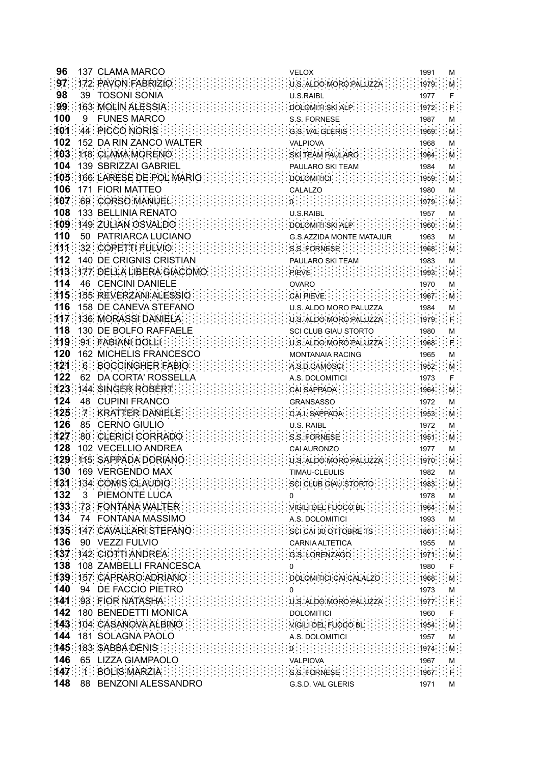| | | | | | |
|---|---|---|---|---|---|
| **96** | 137 | CLAMA MARCO | VELOX | 1991 | M |
| **97** | 172 | PAVON FABRIZIO | U.S. ALDO MORO PALUZZA | 1979 | M |
| **98** | 39 | TOSONI SONIA | U.S.RAIBL | 1977 | F |
| **99** | 163 | MOLIN ALESSIA | DOLOMITI SKI ALP | 1972 | F |
| **100** | 9 | FUNES MARCO | S.S. FORNESE | 1987 | M |
| **101** | 44 | PICCO NORIS | G.S. VAL GLERIS | 1969 | M |
| **102** | 152 | DA RIN ZANCO WALTER | VALPIOVA | 1968 | M |
| **103** | 118 | CLAMA MORENO | SKI TEAM PAULARO | 1964 | M |
| **104** | 139 | SBRIZZAI GABRIEL | PAULARO SKI TEAM | 1984 | M |
| **105** | 166 | LARESE DE POL MARIO | DOLOMITICI | 1959 | M |
| **106** | 171 | FIORI MATTEO | CALALZO | 1980 | M |
| **107** | 69 | CORSO MANUEL | 0 | 1979 | M |
| **108** | 133 | BELLINIA RENATO | U.S.RAIBL | 1957 | M |
| **109** | 149 | ZULIAN OSVALDO | DOLOMITI SKI ALP | 1960 | M |
| **110** | 50 | PATRIARCA LUCIANO | G.S.AZZIDA MONTE MATAJUR | 1963 | M |
| **111** | 32 | COPETTI FULVIO | S.S. FORNESE | 1968 | M |
| **112** | 140 | DE CRIGNIS CRISTIAN | PAULARO SKI TEAM | 1983 | M |
| **113** | 177 | DELLA LIBERA GIACOMO | PIEVE | 1993 | M |
| **114** | 46 | CENCINI DANIELE | OVARO | 1970 | M |
| **115** | 155 | REVERZANI ALESSIO | CAI PIEVE | 1967 | M |
| **116** | 158 | DE CANEVA STEFANO | U.S. ALDO MORO PALUZZA | 1984 | M |
| **117** | 136 | MORASSI DANIELA | U.S. ALDO MORO PALUZZA | 1979 | F |
| **118** | 130 | DE BOLFO RAFFAELE | SCI CLUB GIAU STORTO | 1980 | M |
| **119** | 91 | FABIANI DOLLI | U.S. ALDO MORO PALUZZA | 1968 | F |
| **120** | 162 | MICHELIS FRANCESCO | MONTANAIA RACING | 1965 | M |
| **121** | 6 | BOCCINGHER FABIO | A.S.D.CAMOSCI | 1952 | M |
| **122** | 62 | DA CORTA' ROSSELLA | A.S. DOLOMITICI | 1973 | F |
| **123** | 144 | SINGER ROBERT | CAI SAPPADA | 1964 | M |
| **124** | 48 | CUPINI FRANCO | GRANSASSO | 1972 | M |
| **125** | 7 | KRATTER DANIELE | C.A.I. SAPPADA | 1953 | M |
| **126** | 85 | CERNO GIULIO | U.S. RAIBL | 1972 | M |
| **127** | 80 | CLERICI CORRADO | S.S. FORNESE | 1951 | M |
| **128** | 102 | VECELLIO ANDREA | CAI AURONZO | 1977 | M |
| **129** | 115 | SAPPADA DORIANO | U.S. ALDO MORO PALUZZA | 1970 | M |
| **130** | 169 | VERGENDO MAX | TIMAU-CLEULIS | 1982 | M |
| **131** | 134 | COMIS CLAUDIO | SCI CLUB GIAU STORTO | 1983 | M |
| **132** | 3 | PIEMONTE LUCA | 0 | 1978 | M |
| **133** | 73 | FONTANA WALTER | VIGILI DEL FUOCO BL | 1964 | M |
| **134** | 74 | FONTANA MASSIMO | A.S. DOLOMITICI | 1993 | M |
| **135** | 147 | CAVALLARI STEFANO | SCI CAI 30 OTTOBRE TS | 1861 | M |
| **136** | 90 | VEZZI FULVIO | CARNIA ALTETICA | 1955 | M |
| **137** | 142 | CIOTTI ANDREA | G.S. LORENZAGO | 1971 | M |
| **138** | 108 | ZAMBELLI FRANCESCA | 0 | 1980 | F |
| **139** | 157 | CAPRARO ADRIANO | DOLOMITICI CAI CALALZO | 1968 | M |
| **140** | 94 | DE FACCIO PIETRO | 0 | 1973 | M |
| **141** | 93 | FIOR NATASHA | U.S. ALDO MORO PALUZZA | 1977 | F |
| **142** | 180 | BENEDETTI MONICA | DOLOMITICI | 1960 | F |
| **143** | 104 | CASANOVA ALBINO | VIGILI DEL FUOCO BL | 1954 | M |
| **144** | 181 | SOLAGNA PAOLO | A.S. DOLOMITICI | 1957 | M |
| **145** | 183 | SABBA DENIS | 0 | 1974 | M |
| **146** | 65 | LIZZA GIAMPAOLO | VALPIOVA | 1967 | M |
| **147** | 1 | BOLIS MARZIA | S.S. FORNESE | 1967 | F |
| **148** | 88 | BENZONI ALESSANDRO | G.S.D. VAL GLERIS | 1971 | M |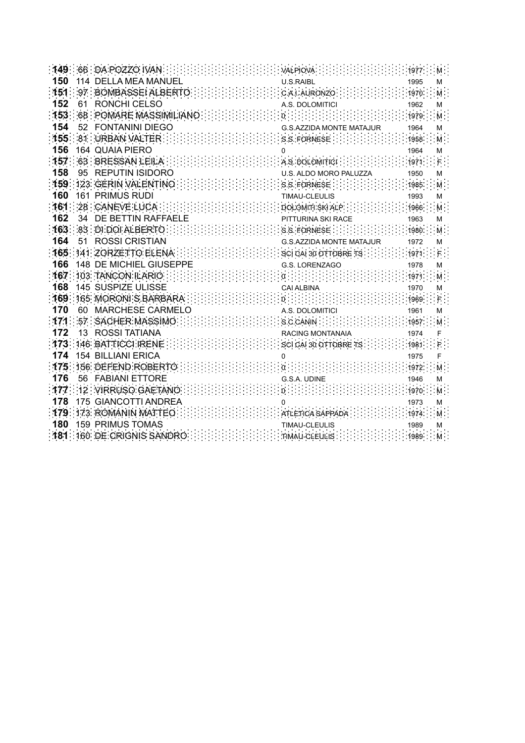| | | | | | |
|---|---|---|---|---|---|
| **149** | 66 | DA POZZO IVAN | VALPIOVA | 1977 | M |
| **150** | 114 | DELLA MEA MANUEL | U.S.RAIBL | 1995 | M |
| **151** | 97 | BOMBASSEI ALBERTO | C.A.I. AURONZO | 1970 | M |
| **152** | 61 | RONCHI CELSO | A.S. DOLOMITICI | 1962 | M |
| **153** | 68 | POMARE MASSIMILIANO | 0 | 1979 | M |
| **154** | 52 | FONTANINI DIEGO | G.S.AZZIDA MONTE MATAJUR | 1964 | M |
| **155** | 81 | URBAN VALTER | S.S. FORNESE | 1958 | M |
| **156** | 164 | QUAIA PIERO | 0 | 1964 | M |
| **157** | 63 | BRESSAN LEILA | A.S. DOLOMITICI | 1971 | F |
| **158** | 95 | REPUTIN ISIDORO | U.S. ALDO MORO PALUZZA | 1950 | M |
| **159** | 123 | GERIN VALENTINO | S.S. FORNESE | 1985 | M |
| **160** | 161 | PRIMUS RUDI | TIMAU-CLEULIS | 1993 | M |
| **161** | 28 | CANEVE LUCA | DOLOMITI SKI ALP | 1966 | M |
| **162** | 34 | DE BETTIN RAFFAELE | PITTURINA SKI RACE | 1963 | M |
| **163** | 83 | DI DOI ALBERTO | S.S. FORNESE | 1980 | M |
| **164** | 51 | ROSSI CRISTIAN | G.S.AZZIDA MONTE MATAJUR | 1972 | M |
| **165** | 141 | ZORZETTO ELENA | SCI CAI 30 OTTOBRE TS | 1971 | F |
| **166** | 148 | DE MICHIEL GIUSEPPE | G.S. LORENZAGO | 1978 | M |
| **167** | 103 | TANCON ILARIO | 0 | 1971 | M |
| **168** | 145 | SUSPIZE ULISSE | CAI ALBINA | 1970 | M |
| **169** | 165 | MORONI S.BARBARA | 0 | 1969 | F |
| **170** | 60 | MARCHESE CARMELO | A.S. DOLOMITICI | 1961 | M |
| **171** | 57 | SACHER MASSIMO | S.C.CANIN | 1957 | M |
| **172** | 13 | ROSSI TATIANA | RACING MONTANAIA | 1974 | F |
| **173** | 146 | BATTICCI IRENE | SCI CAI 30 OTTOBRE TS | 1981 | F |
| **174** | 154 | BILLIANI ERICA | 0 | 1975 | F |
| **175** | 156 | DEFEND ROBERTO | 0 | 1972 | M |
| **176** | 56 | FABIANI ETTORE | G.S.A. UDINE | 1946 | M |
| **177** | 12 | VIRRUSO GAETANO | 0 | 1970 | M |
| **178** | 175 | GIANCOTTI ANDREA | 0 | 1973 | M |
| **179** | 173 | ROMANIN MATTEO | ATLETICA SAPPADA | 1974 | M |
| **180** | 159 | PRIMUS TOMAS | TIMAU-CLEULIS | 1989 | M |
| **181** | 160 | DE CRIGNIS SANDRO | TIMAU-CLEULIS | 1989 | M |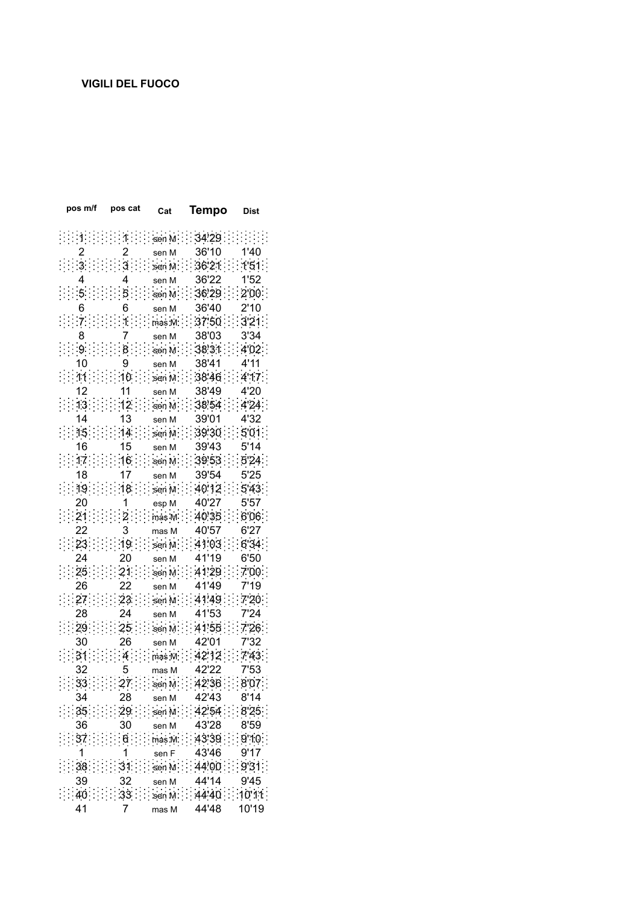**VIGILI DEL FUOCO**

| pos m/f | pos cat | Cat | Tempo | Dist |
|---|---|---|---|---|
| 1 | 1 | sen M | 34'29 | |
| 2 | 2 | sen M | 36'10 | 1'40 |
| 3 | 3 | sen M | 36'21 | 1'51 |
| 4 | 4 | sen M | 36'22 | 1'52 |
| 5 | 5 | sen M | 36'29 | 2'00 |
| 6 | 6 | sen M | 36'40 | 2'10 |
| 7 | 1 | mas M | 37'50 | 3'21 |
| 8 | 7 | sen M | 38'03 | 3'34 |
| 9 | 8 | sen M | 38'31 | 4'02 |
| 10 | 9 | sen M | 38'41 | 4'11 |
| 11 | 10 | sen M | 38'46 | 4'17 |
| 12 | 11 | sen M | 38'49 | 4'20 |
| 13 | 12 | sen M | 38'54 | 4'24 |
| 14 | 13 | sen M | 39'01 | 4'32 |
| 15 | 14 | sen M | 39'30 | 5'01 |
| 16 | 15 | sen M | 39'43 | 5'14 |
| 17 | 16 | sen M | 39'53 | 5'24 |
| 18 | 17 | sen M | 39'54 | 5'25 |
| 19 | 18 | sen M | 40'12 | 5'43 |
| 20 | 1 | esp M | 40'27 | 5'57 |
| 21 | 2 | mas M | 40'35 | 6'06 |
| 22 | 3 | mas M | 40'57 | 6'27 |
| 23 | 19 | sen M | 41'03 | 6'34 |
| 24 | 20 | sen M | 41'19 | 6'50 |
| 25 | 21 | sen M | 41'29 | 7'00 |
| 26 | 22 | sen M | 41'49 | 7'19 |
| 27 | 23 | sen M | 41'49 | 7'20 |
| 28 | 24 | sen M | 41'53 | 7'24 |
| 29 | 25 | sen M | 41'55 | 7'26 |
| 30 | 26 | sen M | 42'01 | 7'32 |
| 31 | 4 | mas M | 42'12 | 7'43 |
| 32 | 5 | mas M | 42'22 | 7'53 |
| 33 | 27 | sen M | 42'36 | 8'07 |
| 34 | 28 | sen M | 42'43 | 8'14 |
| 35 | 29 | sen M | 42'54 | 8'25 |
| 36 | 30 | sen M | 43'28 | 8'59 |
| 37 | 6 | mas M | 43'39 | 9'10 |
| 1 | 1 | sen F | 43'46 | 9'17 |
| 38 | 31 | sen M | 44'00 | 9'31 |
| 39 | 32 | sen M | 44'14 | 9'45 |
| 40 | 33 | sen M | 44'40 | 10'11 |
| 41 | 7 | mas M | 44'48 | 10'19 |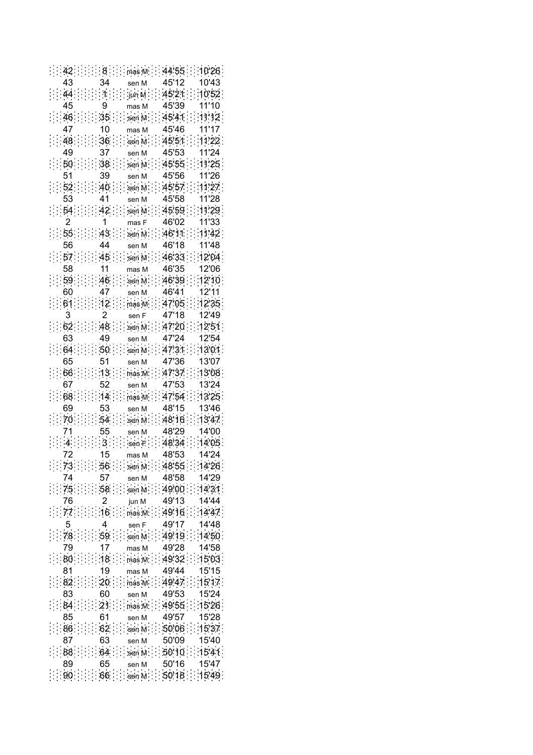| | | | | |
|---|---|---|---|---|
| 42 | 8 | mas M | 44'55 | 10'26 |
| 43 | 34 | sen M | 45'12 | 10'43 |
| 44 | 1 | jun M | 45'21 | 10'52 |
| 45 | 9 | mas M | 45'39 | 11'10 |
| 46 | 35 | sen M | 45'41 | 11'12 |
| 47 | 10 | mas M | 45'46 | 11'17 |
| 48 | 36 | sen M | 45'51 | 11'22 |
| 49 | 37 | sen M | 45'53 | 11'24 |
| 50 | 38 | sen M | 45'55 | 11'25 |
| 51 | 39 | sen M | 45'56 | 11'26 |
| 52 | 40 | sen M | 45'57 | 11'27 |
| 53 | 41 | sen M | 45'58 | 11'28 |
| 54 | 42 | sen M | 45'59 | 11'29 |
| 2 | 1 | mas F | 46'02 | 11'33 |
| 55 | 43 | sen M | 46'11 | 11'42 |
| 56 | 44 | sen M | 46'18 | 11'48 |
| 57 | 45 | sen M | 46'33 | 12'04 |
| 58 | 11 | mas M | 46'35 | 12'06 |
| 59 | 46 | sen M | 46'39 | 12'10 |
| 60 | 47 | sen M | 46'41 | 12'11 |
| 61 | 12 | mas M | 47'05 | 12'35 |
| 3 | 2 | sen F | 47'18 | 12'49 |
| 62 | 48 | sen M | 47'20 | 12'51 |
| 63 | 49 | sen M | 47'24 | 12'54 |
| 64 | 50 | sen M | 47'31 | 13'01 |
| 65 | 51 | sen M | 47'36 | 13'07 |
| 66 | 13 | mas M | 47'37 | 13'08 |
| 67 | 52 | sen M | 47'53 | 13'24 |
| 68 | 14 | mas M | 47'54 | 13'25 |
| 69 | 53 | sen M | 48'15 | 13'46 |
| 70 | 54 | sen M | 48'16 | 13'47 |
| 71 | 55 | sen M | 48'29 | 14'00 |
| 4 | 3 | sen F | 48'34 | 14'05 |
| 72 | 15 | mas M | 48'53 | 14'24 |
| 73 | 56 | sen M | 48'55 | 14'26 |
| 74 | 57 | sen M | 48'58 | 14'29 |
| 75 | 58 | sen M | 49'00 | 14'31 |
| 76 | 2 | jun M | 49'13 | 14'44 |
| 77 | 16 | mas M | 49'16 | 14'47 |
| 5 | 4 | sen F | 49'17 | 14'48 |
| 78 | 59 | sen M | 49'19 | 14'50 |
| 79 | 17 | mas M | 49'28 | 14'58 |
| 80 | 18 | mas M | 49'32 | 15'03 |
| 81 | 19 | mas M | 49'44 | 15'15 |
| 82 | 20 | mas M | 49'47 | 15'17 |
| 83 | 60 | sen M | 49'53 | 15'24 |
| 84 | 21 | mas M | 49'55 | 15'26 |
| 85 | 61 | sen M | 49'57 | 15'28 |
| 86 | 62 | sen M | 50'06 | 15'37 |
| 87 | 63 | sen M | 50'09 | 15'40 |
| 88 | 64 | sen M | 50'10 | 15'41 |
| 89 | 65 | sen M | 50'16 | 15'47 |
| 90 | 66 | sen M | 50'18 | 15'49 |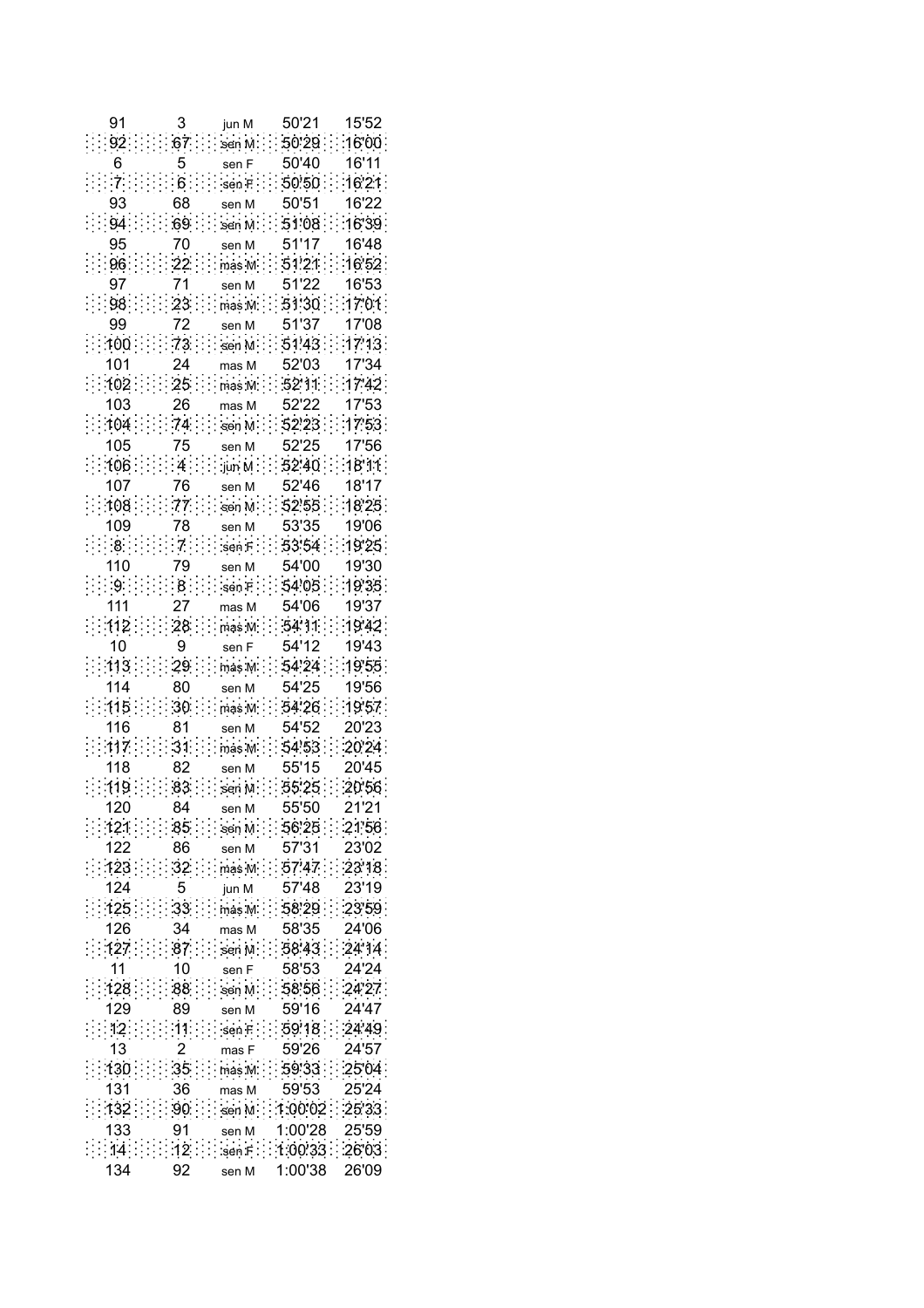| | | | | |
|---|---|---|---|---|
| 91 | 3 | jun M | 50'21 | 15'52 |
| 92 | 67 | sen M | 50'29 | 16'00 |
| 6 | 5 | sen F | 50'40 | 16'11 |
| 7 | 6 | sen F | 50'50 | 16'21 |
| 93 | 68 | sen M | 50'51 | 16'22 |
| 94 | 69 | sen M | 51'08 | 16'39 |
| 95 | 70 | sen M | 51'17 | 16'48 |
| 96 | 22 | mas M | 51'21 | 16'52 |
| 97 | 71 | sen M | 51'22 | 16'53 |
| 98 | 23 | mas M | 51'30 | 17'01 |
| 99 | 72 | sen M | 51'37 | 17'08 |
| 100 | 73 | sen M | 51'43 | 17'13 |
| 101 | 24 | mas M | 52'03 | 17'34 |
| 102 | 25 | mas M | 52'11 | 17'42 |
| 103 | 26 | mas M | 52'22 | 17'53 |
| 104 | 74 | sen M | 52'23 | 17'53 |
| 105 | 75 | sen M | 52'25 | 17'56 |
| 106 | 4 | jun M | 52'40 | 18'11 |
| 107 | 76 | sen M | 52'46 | 18'17 |
| 108 | 77 | sen M | 52'55 | 18'25 |
| 109 | 78 | sen M | 53'35 | 19'06 |
| 8 | 7 | sen F | 53'54 | 19'25 |
| 110 | 79 | sen M | 54'00 | 19'30 |
| 9 | 8 | sen F | 54'05 | 19'35 |
| 111 | 27 | mas M | 54'06 | 19'37 |
| 112 | 28 | mas M | 54'11 | 19'42 |
| 10 | 9 | sen F | 54'12 | 19'43 |
| 113 | 29 | mas M | 54'24 | 19'55 |
| 114 | 80 | sen M | 54'25 | 19'56 |
| 115 | 30 | mas M | 54'26 | 19'57 |
| 116 | 81 | sen M | 54'52 | 20'23 |
| 117 | 31 | mas M | 54'53 | 20'24 |
| 118 | 82 | sen M | 55'15 | 20'45 |
| 119 | 83 | sen M | 55'25 | 20'56 |
| 120 | 84 | sen M | 55'50 | 21'21 |
| 121 | 85 | sen M | 56'25 | 21'56 |
| 122 | 86 | sen M | 57'31 | 23'02 |
| 123 | 32 | mas M | 57'47 | 23'18 |
| 124 | 5 | jun M | 57'48 | 23'19 |
| 125 | 33 | mas M | 58'29 | 23'59 |
| 126 | 34 | mas M | 58'35 | 24'06 |
| 127 | 87 | sen M | 58'43 | 24'14 |
| 11 | 10 | sen F | 58'53 | 24'24 |
| 128 | 88 | sen M | 58'56 | 24'27 |
| 129 | 89 | sen M | 59'16 | 24'47 |
| 12 | 11 | sen F | 59'18 | 24'49 |
| 13 | 2 | mas F | 59'26 | 24'57 |
| 130 | 35 | mas M | 59'33 | 25'04 |
| 131 | 36 | mas M | 59'53 | 25'24 |
| 132 | 90 | sen M | 1:00'02 | 25'33 |
| 133 | 91 | sen M | 1:00'28 | 25'59 |
| 14 | 12 | sen F | 1:00'33 | 26'03 |
| 134 | 92 | sen M | 1:00'38 | 26'09 |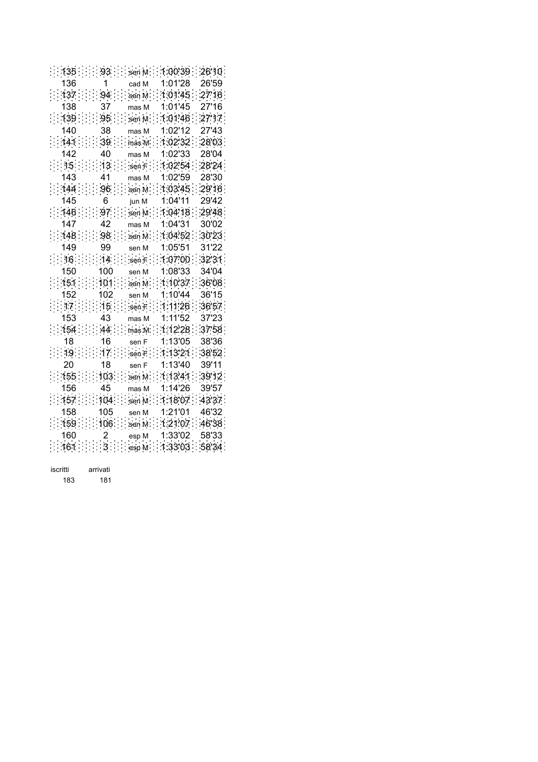| | | | | |
|---|---|---|---|---|
| 135 | 93 | sen M | 1:00'39 | 26'10 |
| 136 | 1 | cad M | 1:01'28 | 26'59 |
| 137 | 94 | sen M | 1:01'45 | 27'16 |
| 138 | 37 | mas M | 1:01'45 | 27'16 |
| 139 | 95 | sen M | 1:01'46 | 27'17 |
| 140 | 38 | mas M | 1:02'12 | 27'43 |
| 141 | 39 | mas M | 1:02'32 | 28'03 |
| 142 | 40 | mas M | 1:02'33 | 28'04 |
| 15 | 13 | sen F | 1:02'54 | 28'24 |
| 143 | 41 | mas M | 1:02'59 | 28'30 |
| 144 | 96 | sen M | 1:03'45 | 29'16 |
| 145 | 6 | jun M | 1:04'11 | 29'42 |
| 146 | 97 | sen M | 1:04'18 | 29'48 |
| 147 | 42 | mas M | 1:04'31 | 30'02 |
| 148 | 98 | sen M | 1:04'52 | 30'23 |
| 149 | 99 | sen M | 1:05'51 | 31'22 |
| 16 | 14 | sen F | 1:07'00 | 32'31 |
| 150 | 100 | sen M | 1:08'33 | 34'04 |
| 151 | 101 | sen M | 1:10'37 | 36'08 |
| 152 | 102 | sen M | 1:10'44 | 36'15 |
| 17 | 15 | sen F | 1:11'26 | 36'57 |
| 153 | 43 | mas M | 1:11'52 | 37'23 |
| 154 | 44 | mas M | 1:12'28 | 37'58 |
| 18 | 16 | sen F | 1:13'05 | 38'36 |
| 19 | 17 | sen F | 1:13'21 | 38'52 |
| 20 | 18 | sen F | 1:13'40 | 39'11 |
| 155 | 103 | sen M | 1:13'41 | 39'12 |
| 156 | 45 | mas M | 1:14'26 | 39'57 |
| 157 | 104 | sen M | 1:18'07 | 43'37 |
| 158 | 105 | sen M | 1:21'01 | 46'32 |
| 159 | 106 | sen M | 1:21'07 | 46'38 |
| 160 | 2 | esp M | 1:33'02 | 58'33 |
| 161 | 3 | esp M | 1:33'03 | 58'34 |

| iscritti | arrivati |
|---|---|
| 183 | 181 |